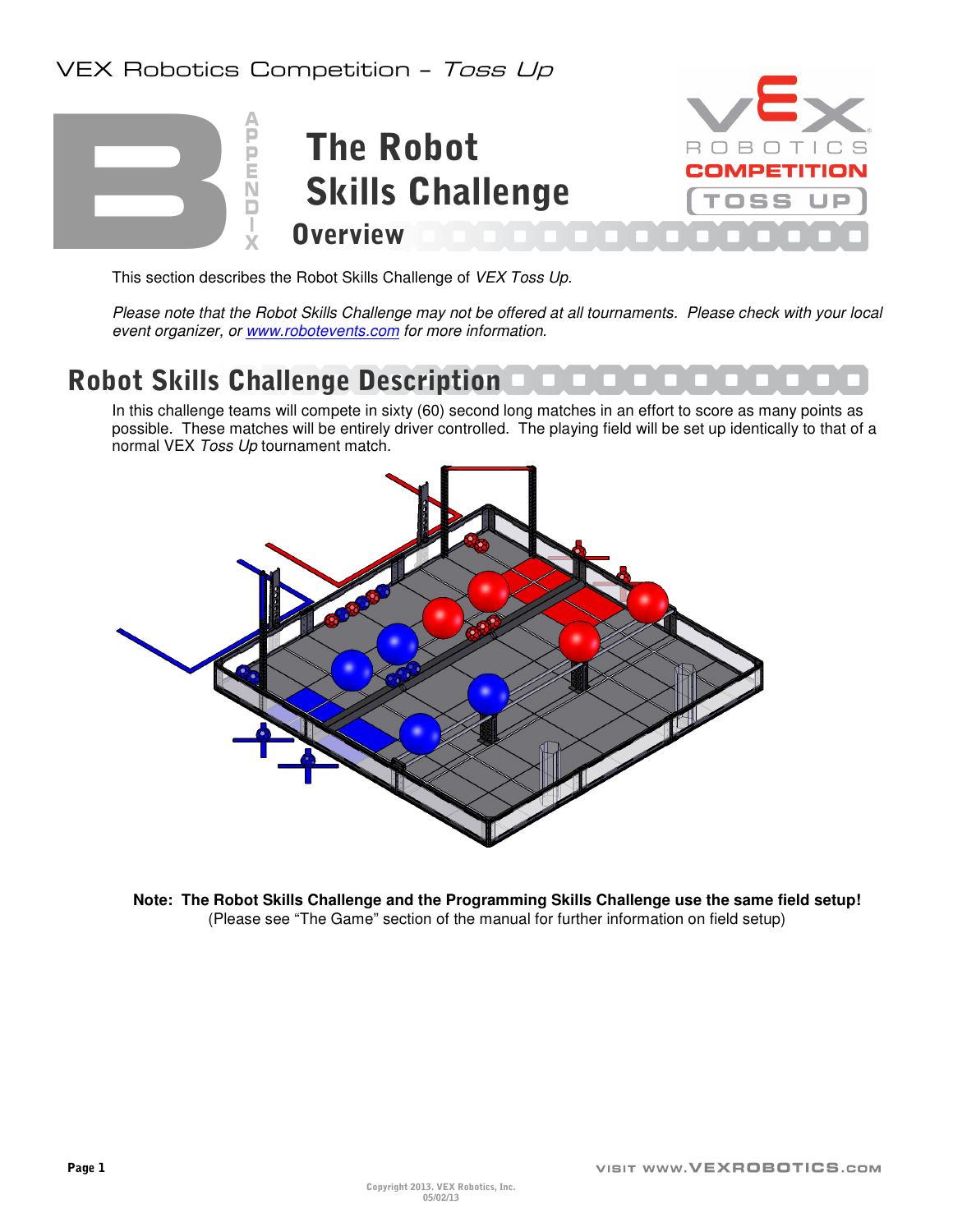# Appendix B: The Robot Skills Challenge

## Overview

This section describes the Robot Skills Challenge of *VEX Toss Up*.

*Please note that the Robot Skills Challenge may not be offered at all tournaments. Please check with your local event organizer, or www.robotevents.com for more information.*

## Robot Skills Challenge Description

In this challenge teams will compete in sixty (60) second long matches in an effort to score as many points as possible. These matches will be entirely driver controlled. The playing field will be set up identically to that of a normal VEX *Toss Up* tournament match.

**Note: The Robot Skills Challenge and the Programming Skills Challenge use the same field setup!**
(Please see "The Game" section of the manual for further information on field setup)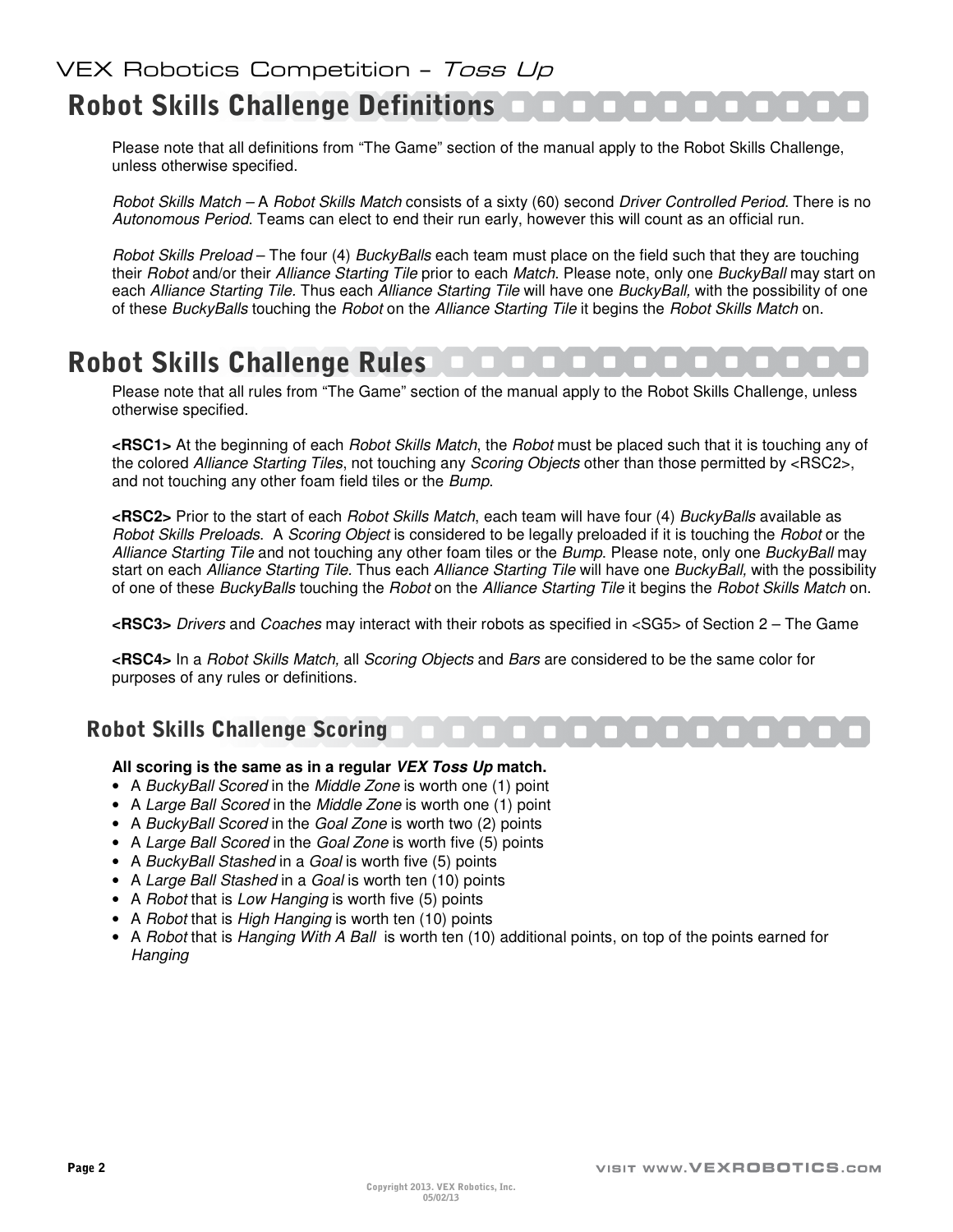## Robot Skills Challenge Definitions

Please note that all definitions from "The Game" section of the manual apply to the Robot Skills Challenge, unless otherwise specified.

*Robot Skills Match* – A *Robot Skills Match* consists of a sixty (60) second *Driver Controlled Period*. There is no *Autonomous Period*. Teams can elect to end their run early, however this will count as an official run.

*Robot Skills Preload* – The four (4) *BuckyBalls* each team must place on the field such that they are touching their *Robot* and/or their *Alliance Starting Tile* prior to each *Match*. Please note, only one *BuckyBall* may start on each *Alliance Starting Tile.* Thus each *Alliance Starting Tile* will have one *BuckyBall,* with the possibility of one of these *BuckyBalls* touching the *Robot* on the *Alliance Starting Tile* it begins the *Robot Skills Match* on.

## Robot Skills Challenge Rules

Please note that all rules from "The Game" section of the manual apply to the Robot Skills Challenge, unless otherwise specified.

**<RSC1>** At the beginning of each *Robot Skills Match*, the *Robot* must be placed such that it is touching any of the colored *Alliance Starting Tiles*, not touching any *Scoring Objects* other than those permitted by <RSC2>, and not touching any other foam field tiles or the *Bump*.

**<RSC2>** Prior to the start of each *Robot Skills Match*, each team will have four (4) *BuckyBalls* available as *Robot Skills Preloads*. A *Scoring Object* is considered to be legally preloaded if it is touching the *Robot* or the *Alliance Starting Tile* and not touching any other foam tiles or the *Bump*. Please note, only one *BuckyBall* may start on each *Alliance Starting Tile.* Thus each *Alliance Starting Tile* will have one *BuckyBall,* with the possibility of one of these *BuckyBalls* touching the *Robot* on the *Alliance Starting Tile* it begins the *Robot Skills Match* on.

**<RSC3>** *Drivers* and *Coaches* may interact with their robots as specified in <SG5> of Section 2 – The Game

**<RSC4>** In a *Robot Skills Match,* all *Scoring Objects* and *Bars* are considered to be the same color for purposes of any rules or definitions.

### Robot Skills Challenge Scoring

**All scoring is the same as in a regular *VEX Toss Up* match.**

- A *BuckyBall Scored* in the *Middle Zone* is worth one (1) point
- A *Large Ball Scored* in the *Middle Zone* is worth one (1) point
- A *BuckyBall Scored* in the *Goal Zone* is worth two (2) points
- A *Large Ball Scored* in the *Goal Zone* is worth five (5) points
- A *BuckyBall Stashed* in a *Goal* is worth five (5) points
- A *Large Ball Stashed* in a *Goal* is worth ten (10) points
- A *Robot* that is *Low Hanging* is worth five (5) points
- A *Robot* that is *High Hanging* is worth ten (10) points
- A *Robot* that is *Hanging With A Ball* is worth ten (10) additional points, on top of the points earned for *Hanging*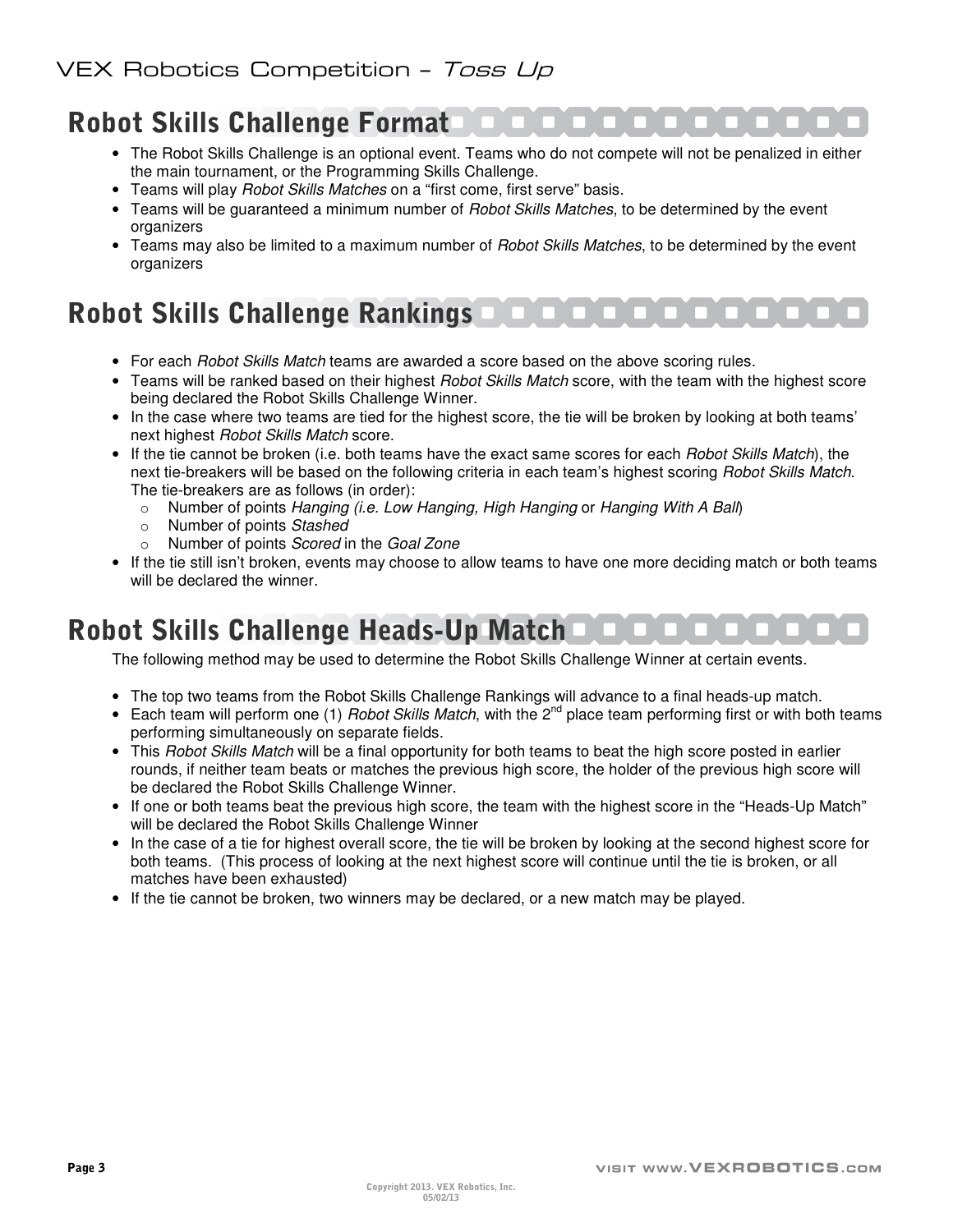## Robot Skills Challenge Format

- The Robot Skills Challenge is an optional event. Teams who do not compete will not be penalized in either the main tournament, or the Programming Skills Challenge.
- Teams will play *Robot Skills Matches* on a "first come, first serve" basis.
- Teams will be guaranteed a minimum number of *Robot Skills Matches*, to be determined by the event organizers
- Teams may also be limited to a maximum number of *Robot Skills Matches*, to be determined by the event organizers

## Robot Skills Challenge Rankings

- For each *Robot Skills Match* teams are awarded a score based on the above scoring rules.
- Teams will be ranked based on their highest *Robot Skills Match* score, with the team with the highest score being declared the Robot Skills Challenge Winner.
- In the case where two teams are tied for the highest score, the tie will be broken by looking at both teams' next highest *Robot Skills Match* score.
- If the tie cannot be broken (i.e. both teams have the exact same scores for each *Robot Skills Match*), the next tie-breakers will be based on the following criteria in each team's highest scoring *Robot Skills Match*. The tie-breakers are as follows (in order):
  - Number of points *Hanging (i.e. Low Hanging, High Hanging* or *Hanging With A Ball*)
  - Number of points *Stashed*
  - Number of points *Scored* in the *Goal Zone*
- If the tie still isn't broken, events may choose to allow teams to have one more deciding match or both teams will be declared the winner.

## Robot Skills Challenge Heads-Up Match

The following method may be used to determine the Robot Skills Challenge Winner at certain events.

- The top two teams from the Robot Skills Challenge Rankings will advance to a final heads-up match.
- Each team will perform one (1) *Robot Skills Match*, with the 2nd place team performing first or with both teams performing simultaneously on separate fields.
- This *Robot Skills Match* will be a final opportunity for both teams to beat the high score posted in earlier rounds, if neither team beats or matches the previous high score, the holder of the previous high score will be declared the Robot Skills Challenge Winner.
- If one or both teams beat the previous high score, the team with the highest score in the "Heads-Up Match" will be declared the Robot Skills Challenge Winner
- In the case of a tie for highest overall score, the tie will be broken by looking at the second highest score for both teams. (This process of looking at the next highest score will continue until the tie is broken, or all matches have been exhausted)
- If the tie cannot be broken, two winners may be declared, or a new match may be played.